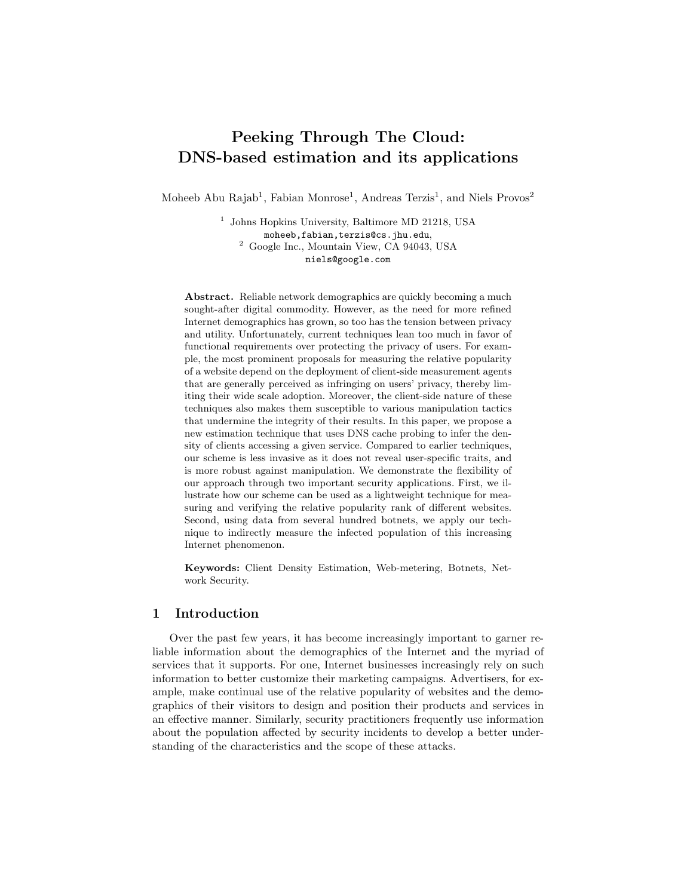# Peeking Through The Cloud: DNS-based estimation and its applications

Moheeb Abu Rajab[1], Fabian Monrose[1], Andreas Terzis[1], and Niels Provos[2]

[1] Johns Hopkins University, Baltimore MD 21218, USA
moheeb,fabian,terzis@cs.jhu.edu,
[2] Google Inc., Mountain View, CA 94043, USA
niels@google.com

**Abstract.** Reliable network demographics are quickly becoming a much sought-after digital commodity. However, as the need for more refined Internet demographics has grown, so too has the tension between privacy and utility. Unfortunately, current techniques lean too much in favor of functional requirements over protecting the privacy of users. For example, the most prominent proposals for measuring the relative popularity of a website depend on the deployment of client-side measurement agents that are generally perceived as infringing on users' privacy, thereby limiting their wide scale adoption. Moreover, the client-side nature of these techniques also makes them susceptible to various manipulation tactics that undermine the integrity of their results. In this paper, we propose a new estimation technique that uses DNS cache probing to infer the density of clients accessing a given service. Compared to earlier techniques, our scheme is less invasive as it does not reveal user-specific traits, and is more robust against manipulation. We demonstrate the flexibility of our approach through two important security applications. First, we illustrate how our scheme can be used as a lightweight technique for measuring and verifying the relative popularity rank of different websites. Second, using data from several hundred botnets, we apply our technique to indirectly measure the infected population of this increasing Internet phenomenon.

**Keywords:** Client Density Estimation, Web-metering, Botnets, Network Security.

## 1 Introduction

Over the past few years, it has become increasingly important to garner reliable information about the demographics of the Internet and the myriad of services that it supports. For one, Internet businesses increasingly rely on such information to better customize their marketing campaigns. Advertisers, for example, make continual use of the relative popularity of websites and the demographics of their visitors to design and position their products and services in an effective manner. Similarly, security practitioners frequently use information about the population affected by security incidents to develop a better understanding of the characteristics and the scope of these attacks.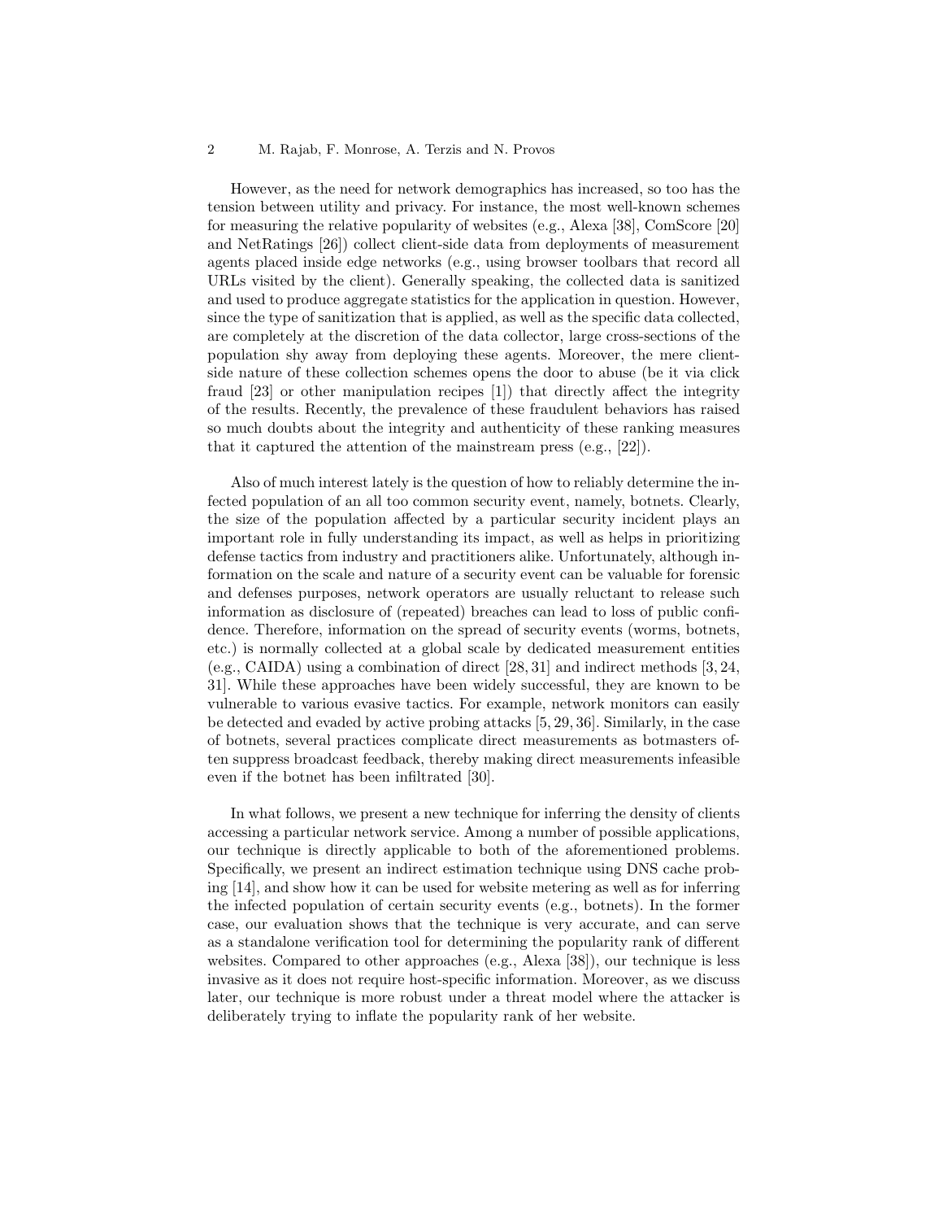However, as the need for network demographics has increased, so too has the tension between utility and privacy. For instance, the most well-known schemes for measuring the relative popularity of websites (e.g., Alexa [38], ComScore [20] and NetRatings [26]) collect client-side data from deployments of measurement agents placed inside edge networks (e.g., using browser toolbars that record all URLs visited by the client). Generally speaking, the collected data is sanitized and used to produce aggregate statistics for the application in question. However, since the type of sanitization that is applied, as well as the specific data collected, are completely at the discretion of the data collector, large cross-sections of the population shy away from deploying these agents. Moreover, the mere client-side nature of these collection schemes opens the door to abuse (be it via click fraud [23] or other manipulation recipes [1]) that directly affect the integrity of the results. Recently, the prevalence of these fraudulent behaviors has raised so much doubts about the integrity and authenticity of these ranking measures that it captured the attention of the mainstream press (e.g., [22]).

Also of much interest lately is the question of how to reliably determine the infected population of an all too common security event, namely, botnets. Clearly, the size of the population affected by a particular security incident plays an important role in fully understanding its impact, as well as helps in prioritizing defense tactics from industry and practitioners alike. Unfortunately, although information on the scale and nature of a security event can be valuable for forensic and defenses purposes, network operators are usually reluctant to release such information as disclosure of (repeated) breaches can lead to loss of public confidence. Therefore, information on the spread of security events (worms, botnets, etc.) is normally collected at a global scale by dedicated measurement entities (e.g., CAIDA) using a combination of direct [28, 31] and indirect methods [3, 24, 31]. While these approaches have been widely successful, they are known to be vulnerable to various evasive tactics. For example, network monitors can easily be detected and evaded by active probing attacks [5, 29, 36]. Similarly, in the case of botnets, several practices complicate direct measurements as botmasters often suppress broadcast feedback, thereby making direct measurements infeasible even if the botnet has been infiltrated [30].

In what follows, we present a new technique for inferring the density of clients accessing a particular network service. Among a number of possible applications, our technique is directly applicable to both of the aforementioned problems. Specifically, we present an indirect estimation technique using DNS cache probing [14], and show how it can be used for website metering as well as for inferring the infected population of certain security events (e.g., botnets). In the former case, our evaluation shows that the technique is very accurate, and can serve as a standalone verification tool for determining the popularity rank of different websites. Compared to other approaches (e.g., Alexa [38]), our technique is less invasive as it does not require host-specific information. Moreover, as we discuss later, our technique is more robust under a threat model where the attacker is deliberately trying to inflate the popularity rank of her website.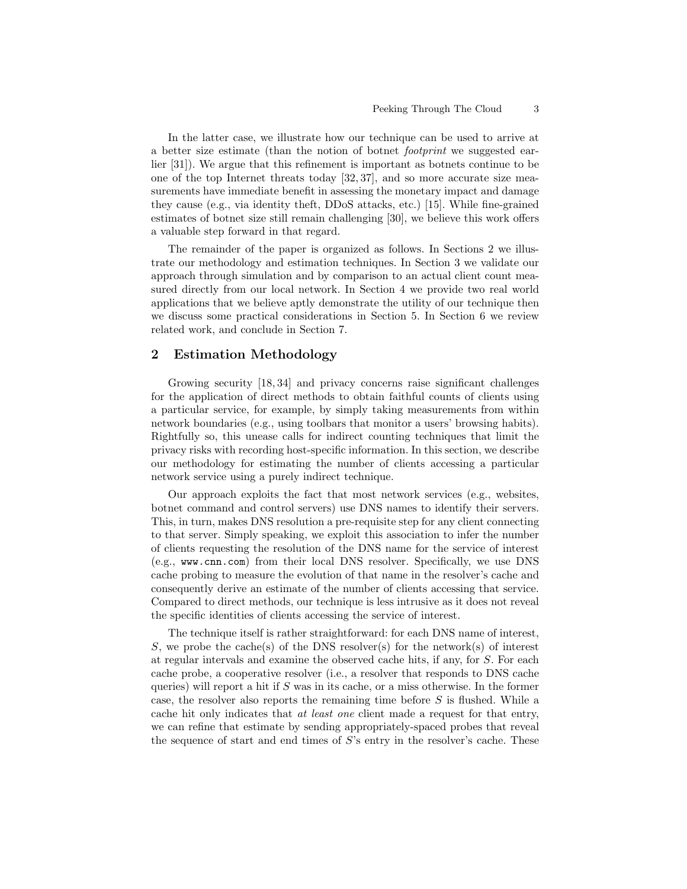In the latter case, we illustrate how our technique can be used to arrive at a better size estimate (than the notion of botnet *footprint* we suggested earlier [31]). We argue that this refinement is important as botnets continue to be one of the top Internet threats today [32, 37], and so more accurate size measurements have immediate benefit in assessing the monetary impact and damage they cause (e.g., via identity theft, DDoS attacks, etc.) [15]. While fine-grained estimates of botnet size still remain challenging [30], we believe this work offers a valuable step forward in that regard.

The remainder of the paper is organized as follows. In Sections 2 we illustrate our methodology and estimation techniques. In Section 3 we validate our approach through simulation and by comparison to an actual client count measured directly from our local network. In Section 4 we provide two real world applications that we believe aptly demonstrate the utility of our technique then we discuss some practical considerations in Section 5. In Section 6 we review related work, and conclude in Section 7.

## 2 Estimation Methodology

Growing security [18, 34] and privacy concerns raise significant challenges for the application of direct methods to obtain faithful counts of clients using a particular service, for example, by simply taking measurements from within network boundaries (e.g., using toolbars that monitor a users' browsing habits). Rightfully so, this unease calls for indirect counting techniques that limit the privacy risks with recording host-specific information. In this section, we describe our methodology for estimating the number of clients accessing a particular network service using a purely indirect technique.

Our approach exploits the fact that most network services (e.g., websites, botnet command and control servers) use DNS names to identify their servers. This, in turn, makes DNS resolution a pre-requisite step for any client connecting to that server. Simply speaking, we exploit this association to infer the number of clients requesting the resolution of the DNS name for the service of interest (e.g., `www.cnn.com`) from their local DNS resolver. Specifically, we use DNS cache probing to measure the evolution of that name in the resolver's cache and consequently derive an estimate of the number of clients accessing that service. Compared to direct methods, our technique is less intrusive as it does not reveal the specific identities of clients accessing the service of interest.

The technique itself is rather straightforward: for each DNS name of interest, $S$, we probe the cache(s) of the DNS resolver(s) for the network(s) of interest at regular intervals and examine the observed cache hits, if any, for $S$. For each cache probe, a cooperative resolver (i.e., a resolver that responds to DNS cache queries) will report a hit if $S$ was in its cache, or a miss otherwise. In the former case, the resolver also reports the remaining time before $S$ is flushed. While a cache hit only indicates that *at least one* client made a request for that entry, we can refine that estimate by sending appropriately-spaced probes that reveal the sequence of start and end times of $S$'s entry in the resolver's cache. These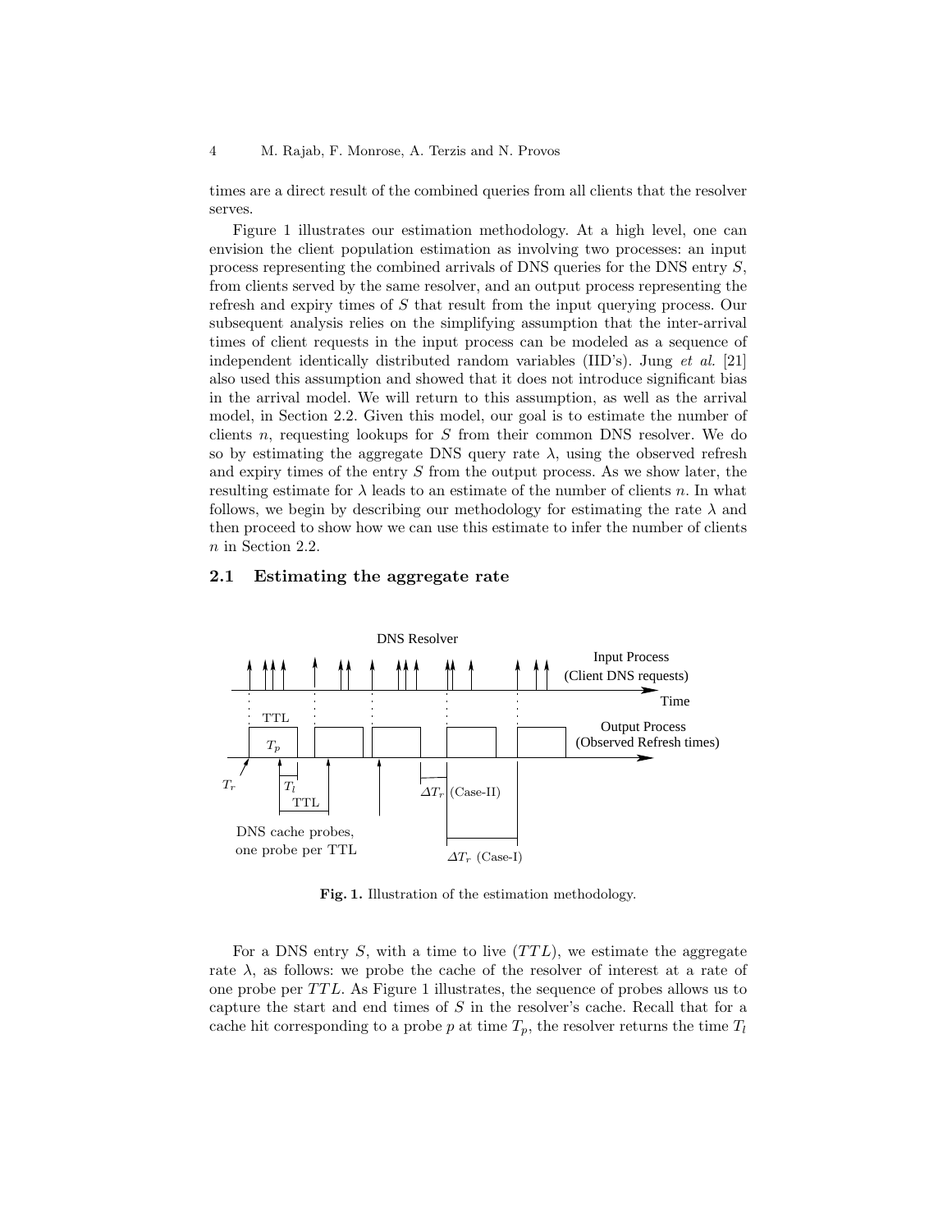times are a direct result of the combined queries from all clients that the resolver serves.

Figure 1 illustrates our estimation methodology. At a high level, one can envision the client population estimation as involving two processes: an input process representing the combined arrivals of DNS queries for the DNS entry $S$, from clients served by the same resolver, and an output process representing the refresh and expiry times of $S$ that result from the input querying process. Our subsequent analysis relies on the simplifying assumption that the inter-arrival times of client requests in the input process can be modeled as a sequence of independent identically distributed random variables (IID's). Jung *et al.* [21] also used this assumption and showed that it does not introduce significant bias in the arrival model. We will return to this assumption, as well as the arrival model, in Section 2.2. Given this model, our goal is to estimate the number of clients $n$, requesting lookups for $S$ from their common DNS resolver. We do so by estimating the aggregate DNS query rate $\lambda$, using the observed refresh and expiry times of the entry $S$ from the output process. As we show later, the resulting estimate for $\lambda$ leads to an estimate of the number of clients $n$. In what follows, we begin by describing our methodology for estimating the rate $\lambda$ and then proceed to show how we can use this estimate to infer the number of clients $n$ in Section 2.2.

### 2.1 Estimating the aggregate rate

**Fig. 1.** Illustration of the estimation methodology.

For a DNS entry $S$, with a time to live ($TTL$), we estimate the aggregate rate $\lambda$, as follows: we probe the cache of the resolver of interest at a rate of one probe per $TTL$. As Figure 1 illustrates, the sequence of probes allows us to capture the start and end times of $S$ in the resolver's cache. Recall that for a cache hit corresponding to a probe $p$ at time $T_p$, the resolver returns the time $T_l$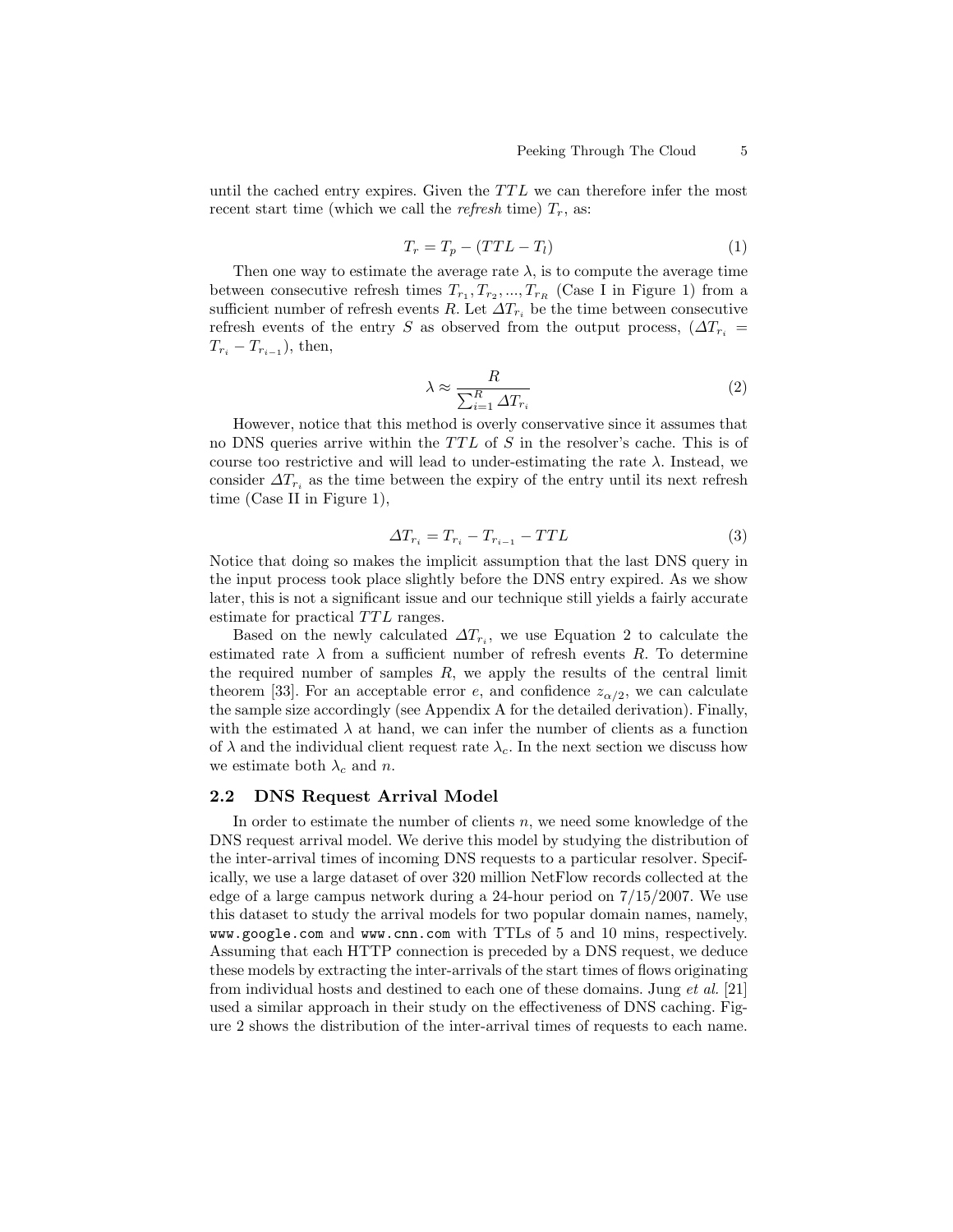until the cached entry expires. Given the $TTL$ we can therefore infer the most recent start time (which we call the *refresh* time) $T_r$, as:

$$T_r = T_p - (TTL - T_l) \tag{1}$$

Then one way to estimate the average rate $\lambda$, is to compute the average time between consecutive refresh times $T_{r_1}, T_{r_2}, ..., T_{r_R}$ (Case I in Figure 1) from a sufficient number of refresh events $R$. Let $\Delta T_{r_i}$ be the time between consecutive refresh events of the entry $S$ as observed from the output process, ($\Delta T_{r_i} = T_{r_i} - T_{r_{i-1}}$), then,

$$\lambda \approx \frac{R}{\sum_{i=1}^{R} \Delta T_{r_i}} \tag{2}$$

However, notice that this method is overly conservative since it assumes that no DNS queries arrive within the $TTL$ of $S$ in the resolver's cache. This is of course too restrictive and will lead to under-estimating the rate $\lambda$. Instead, we consider $\Delta T_{r_i}$ as the time between the expiry of the entry until its next refresh time (Case II in Figure 1),

$$\Delta T_{r_i} = T_{r_i} - T_{r_{i-1}} - TTL \tag{3}$$

Notice that doing so makes the implicit assumption that the last DNS query in the input process took place slightly before the DNS entry expired. As we show later, this is not a significant issue and our technique still yields a fairly accurate estimate for practical $TTL$ ranges.

Based on the newly calculated $\Delta T_{r_i}$, we use Equation 2 to calculate the estimated rate $\lambda$ from a sufficient number of refresh events $R$. To determine the required number of samples $R$, we apply the results of the central limit theorem [33]. For an acceptable error $e$, and confidence $z_{\alpha/2}$, we can calculate the sample size accordingly (see Appendix A for the detailed derivation). Finally, with the estimated $\lambda$ at hand, we can infer the number of clients as a function of $\lambda$ and the individual client request rate $\lambda_c$. In the next section we discuss how we estimate both $\lambda_c$ and $n$.

### 2.2 DNS Request Arrival Model

In order to estimate the number of clients $n$, we need some knowledge of the DNS request arrival model. We derive this model by studying the distribution of the inter-arrival times of incoming DNS requests to a particular resolver. Specifically, we use a large dataset of over 320 million NetFlow records collected at the edge of a large campus network during a 24-hour period on 7/15/2007. We use this dataset to study the arrival models for two popular domain names, namely, `www.google.com` and `www.cnn.com` with TTLs of 5 and 10 mins, respectively. Assuming that each HTTP connection is preceded by a DNS request, we deduce these models by extracting the inter-arrivals of the start times of flows originating from individual hosts and destined to each one of these domains. Jung *et al.* [21] used a similar approach in their study on the effectiveness of DNS caching. Figure 2 shows the distribution of the inter-arrival times of requests to each name.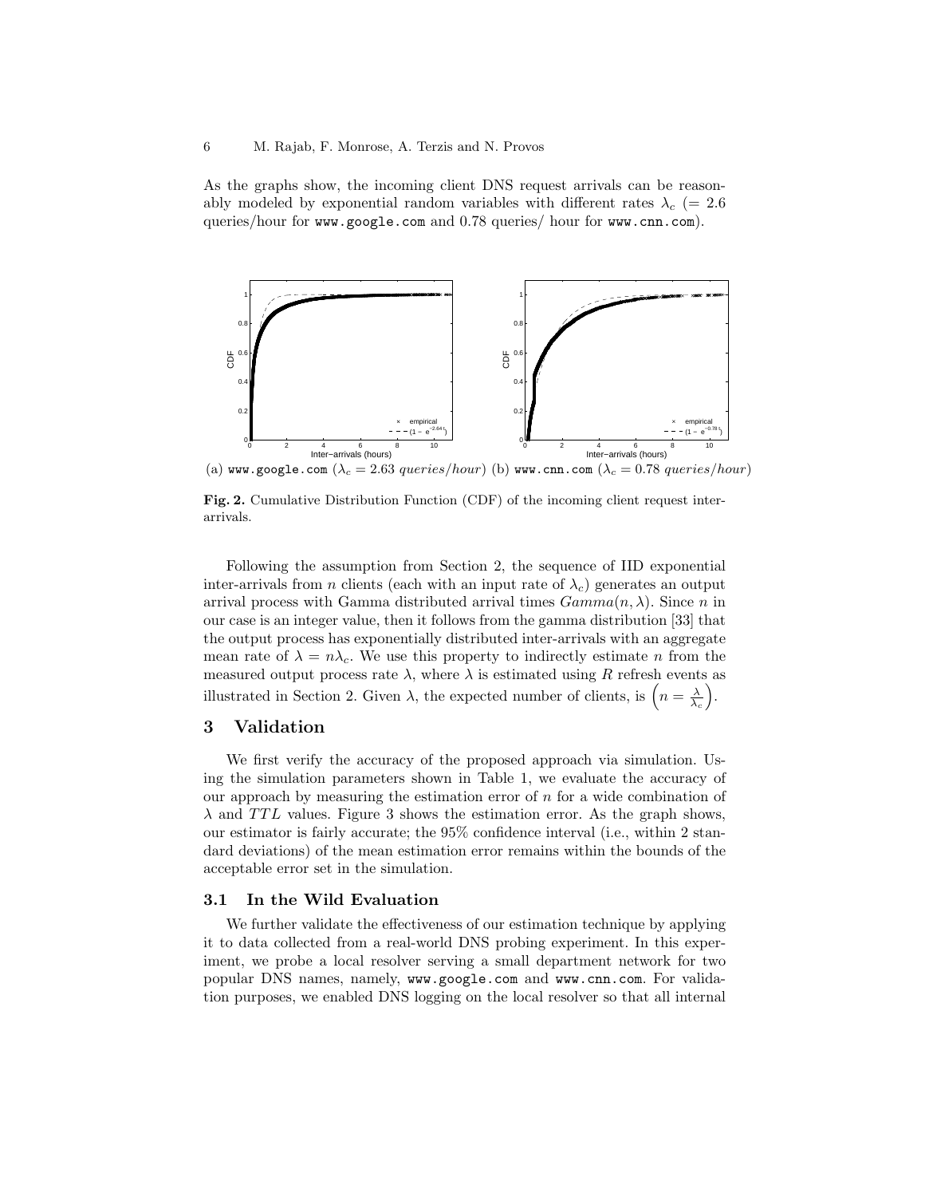As the graphs show, the incoming client DNS request arrivals can be reasonably modeled by exponential random variables with different rates $\lambda_c$ (= 2.6 queries/hour for `www.google.com` and 0.78 queries/ hour for `www.cnn.com`).

(a) `www.google.com` ($\lambda_c = 2.63$ *queries/hour*) (b) `www.cnn.com` ($\lambda_c = 0.78$ *queries/hour*)

**Fig. 2.** Cumulative Distribution Function (CDF) of the incoming client request inter-arrivals.

Following the assumption from Section 2, the sequence of IID exponential inter-arrivals from $n$ clients (each with an input rate of $\lambda_c$) generates an output arrival process with Gamma distributed arrival times $Gamma(n, \lambda)$. Since $n$ in our case is an integer value, then it follows from the gamma distribution [33] that the output process has exponentially distributed inter-arrivals with an aggregate mean rate of $\lambda = n\lambda_c$. We use this property to indirectly estimate $n$ from the measured output process rate $\lambda$, where $\lambda$ is estimated using $R$ refresh events as illustrated in Section 2. Given $\lambda$, the expected number of clients, is $\left(n = \frac{\lambda}{\lambda_c}\right)$.

## 3 Validation

We first verify the accuracy of the proposed approach via simulation. Using the simulation parameters shown in Table 1, we evaluate the accuracy of our approach by measuring the estimation error of $n$ for a wide combination of $\lambda$ and $TTL$ values. Figure 3 shows the estimation error. As the graph shows, our estimator is fairly accurate; the 95% confidence interval (i.e., within 2 standard deviations) of the mean estimation error remains within the bounds of the acceptable error set in the simulation.

### 3.1 In the Wild Evaluation

We further validate the effectiveness of our estimation technique by applying it to data collected from a real-world DNS probing experiment. In this experiment, we probe a local resolver serving a small department network for two popular DNS names, namely, `www.google.com` and `www.cnn.com`. For validation purposes, we enabled DNS logging on the local resolver so that all internal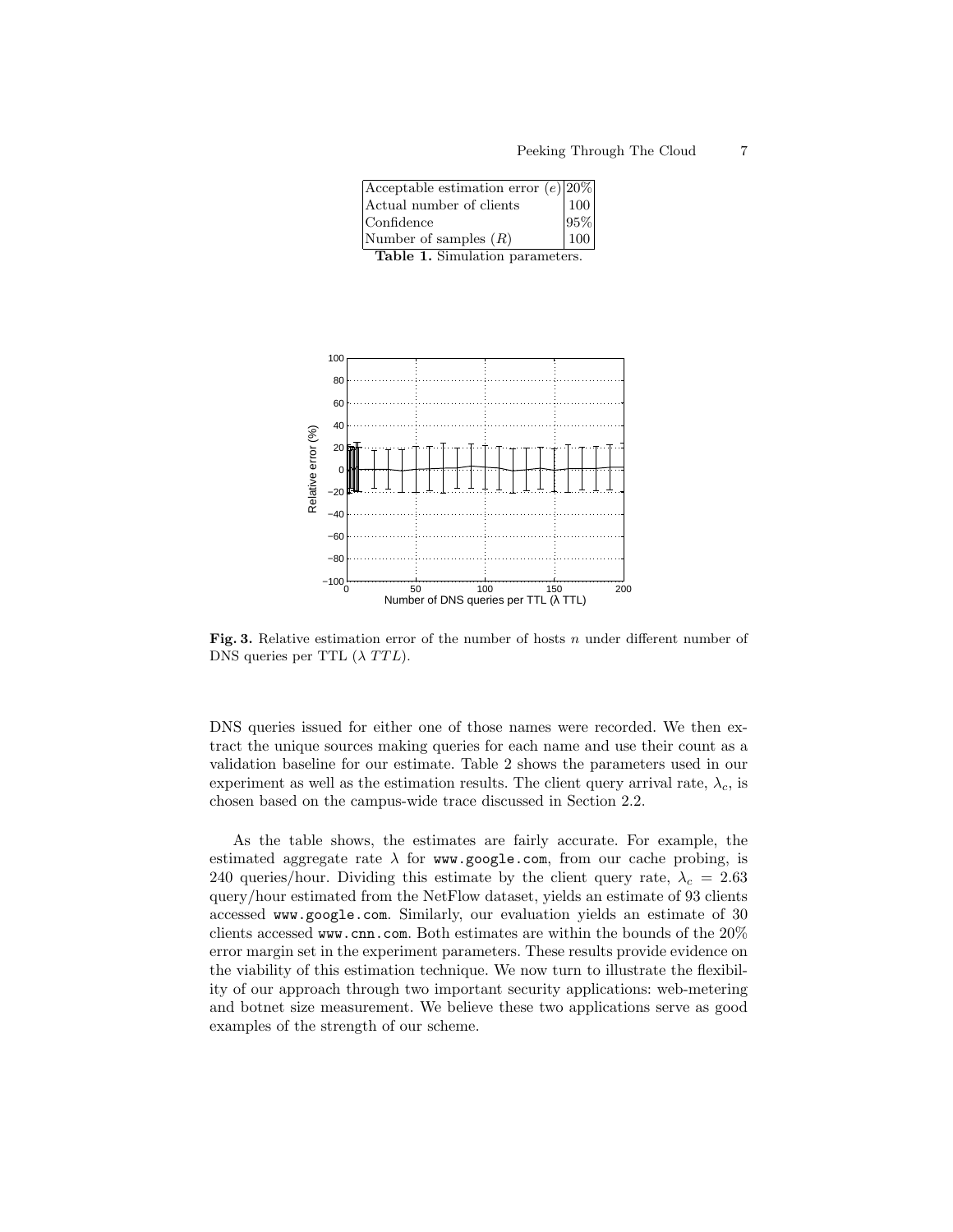| Acceptable estimation error ($e$) | 20% |
|---|---|
| Actual number of clients | 100 |
| Confidence | 95% |
| Number of samples ($R$) | 100 |

**Table 1.** Simulation parameters.

**Fig. 3.** Relative estimation error of the number of hosts $n$ under different number of DNS queries per TTL ($\lambda\ TTL$).

DNS queries issued for either one of those names were recorded. We then extract the unique sources making queries for each name and use their count as a validation baseline for our estimate. Table 2 shows the parameters used in our experiment as well as the estimation results. The client query arrival rate, $\lambda_c$, is chosen based on the campus-wide trace discussed in Section 2.2.

As the table shows, the estimates are fairly accurate. For example, the estimated aggregate rate $\lambda$ for `www.google.com`, from our cache probing, is 240 queries/hour. Dividing this estimate by the client query rate, $\lambda_c = 2.63$ query/hour estimated from the NetFlow dataset, yields an estimate of 93 clients accessed `www.google.com`. Similarly, our evaluation yields an estimate of 30 clients accessed `www.cnn.com`. Both estimates are within the bounds of the 20% error margin set in the experiment parameters. These results provide evidence on the viability of this estimation technique. We now turn to illustrate the flexibility of our approach through two important security applications: web-metering and botnet size measurement. We believe these two applications serve as good examples of the strength of our scheme.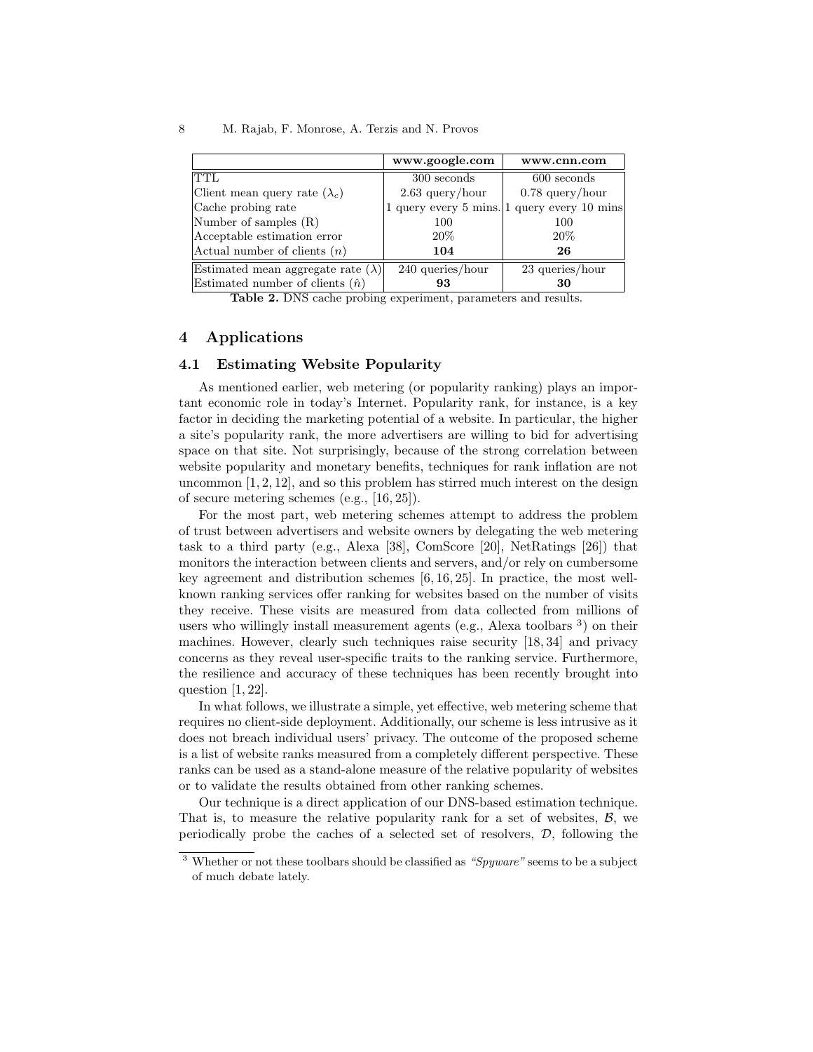| | **www.google.com** | **www.cnn.com** |
|---|---|---|
| TTL | 300 seconds | 600 seconds |
| Client mean query rate ($\lambda_c$) | 2.63 query/hour | 0.78 query/hour |
| Cache probing rate | 1 query every 5 mins. | 1 query every 10 mins |
| Number of samples (R) | 100 | 100 |
| Acceptable estimation error | 20% | 20% |
| Actual number of clients ($n$) | **104** | **26** |
| Estimated mean aggregate rate ($\lambda$) | 240 queries/hour | 23 queries/hour |
| Estimated number of clients ($\hat{n}$) | **93** | **30** |

**Table 2.** DNS cache probing experiment, parameters and results.

## 4 Applications

### 4.1 Estimating Website Popularity

As mentioned earlier, web metering (or popularity ranking) plays an important economic role in today's Internet. Popularity rank, for instance, is a key factor in deciding the marketing potential of a website. In particular, the higher a site's popularity rank, the more advertisers are willing to bid for advertising space on that site. Not surprisingly, because of the strong correlation between website popularity and monetary benefits, techniques for rank inflation are not uncommon [1, 2, 12], and so this problem has stirred much interest on the design of secure metering schemes (e.g., [16, 25]).

For the most part, web metering schemes attempt to address the problem of trust between advertisers and website owners by delegating the web metering task to a third party (e.g., Alexa [38], ComScore [20], NetRatings [26]) that monitors the interaction between clients and servers, and/or rely on cumbersome key agreement and distribution schemes [6, 16, 25]. In practice, the most well-known ranking services offer ranking for websites based on the number of visits they receive. These visits are measured from data collected from millions of users who willingly install measurement agents (e.g., Alexa toolbars [3]) on their machines. However, clearly such techniques raise security [18, 34] and privacy concerns as they reveal user-specific traits to the ranking service. Furthermore, the resilience and accuracy of these techniques has been recently brought into question [1, 22].

In what follows, we illustrate a simple, yet effective, web metering scheme that requires no client-side deployment. Additionally, our scheme is less intrusive as it does not breach individual users' privacy. The outcome of the proposed scheme is a list of website ranks measured from a completely different perspective. These ranks can be used as a stand-alone measure of the relative popularity of websites or to validate the results obtained from other ranking schemes.

Our technique is a direct application of our DNS-based estimation technique. That is, to measure the relative popularity rank for a set of websites, $\mathcal{B}$, we periodically probe the caches of a selected set of resolvers, $\mathcal{D}$, following the

[3] Whether or not these toolbars should be classified as *"Spyware"* seems to be a subject of much debate lately.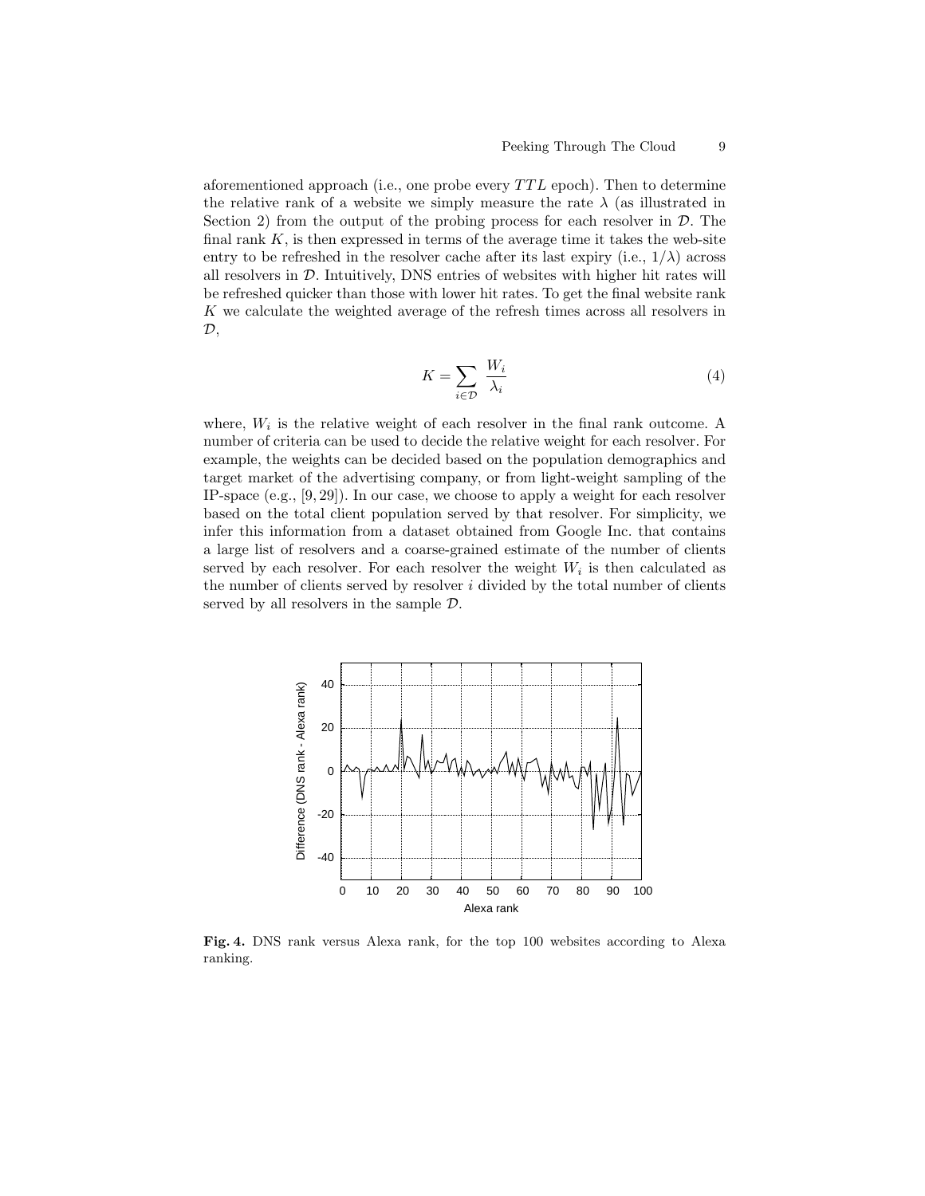aforementioned approach (i.e., one probe every $TTL$ epoch). Then to determine the relative rank of a website we simply measure the rate $\lambda$ (as illustrated in Section 2) from the output of the probing process for each resolver in $\mathcal{D}$. The final rank $K$, is then expressed in terms of the average time it takes the web-site entry to be refreshed in the resolver cache after its last expiry (i.e., $1/\lambda$) across all resolvers in $\mathcal{D}$. Intuitively, DNS entries of websites with higher hit rates will be refreshed quicker than those with lower hit rates. To get the final website rank $K$ we calculate the weighted average of the refresh times across all resolvers in $\mathcal{D}$,

$$K = \sum_{i \in \mathcal{D}} \frac{W_i}{\lambda_i} \tag{4}$$

where, $W_i$ is the relative weight of each resolver in the final rank outcome. A number of criteria can be used to decide the relative weight for each resolver. For example, the weights can be decided based on the population demographics and target market of the advertising company, or from light-weight sampling of the IP-space (e.g., [9, 29]). In our case, we choose to apply a weight for each resolver based on the total client population served by that resolver. For simplicity, we infer this information from a dataset obtained from Google Inc. that contains a large list of resolvers and a coarse-grained estimate of the number of clients served by each resolver. For each resolver the weight $W_i$ is then calculated as the number of clients served by resolver $i$ divided by the total number of clients served by all resolvers in the sample $\mathcal{D}$.

**Fig. 4.** DNS rank versus Alexa rank, for the top 100 websites according to Alexa ranking.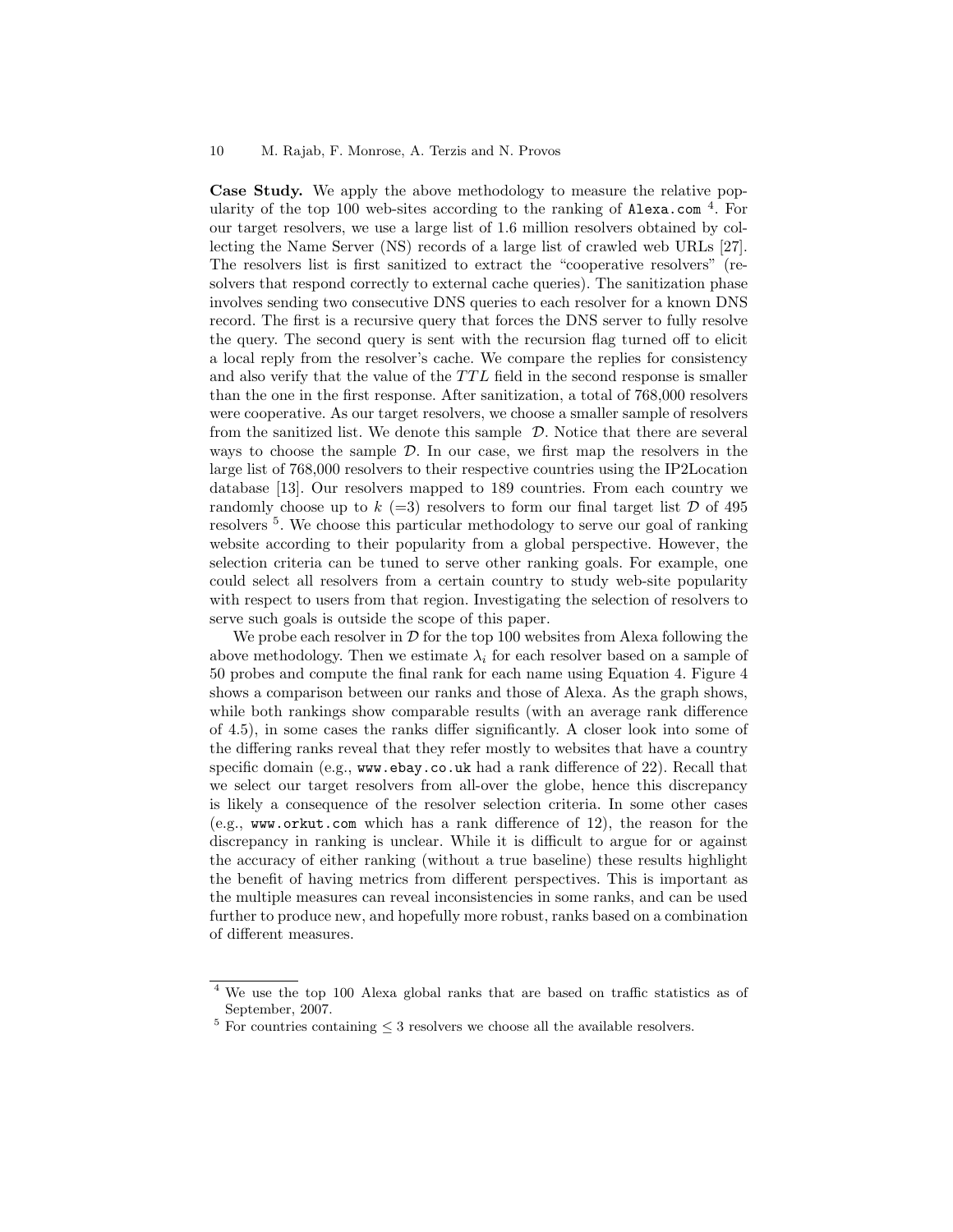**Case Study.** We apply the above methodology to measure the relative popularity of the top 100 web-sites according to the ranking of `Alexa.com` [4]. For our target resolvers, we use a large list of 1.6 million resolvers obtained by collecting the Name Server (NS) records of a large list of crawled web URLs [27]. The resolvers list is first sanitized to extract the "cooperative resolvers" (resolvers that respond correctly to external cache queries). The sanitization phase involves sending two consecutive DNS queries to each resolver for a known DNS record. The first is a recursive query that forces the DNS server to fully resolve the query. The second query is sent with the recursion flag turned off to elicit a local reply from the resolver's cache. We compare the replies for consistency and also verify that the value of the $TTL$ field in the second response is smaller than the one in the first response. After sanitization, a total of 768,000 resolvers were cooperative. As our target resolvers, we choose a smaller sample of resolvers from the sanitized list. We denote this sample $\mathcal{D}$. Notice that there are several ways to choose the sample $\mathcal{D}$. In our case, we first map the resolvers in the large list of 768,000 resolvers to their respective countries using the IP2Location database [13]. Our resolvers mapped to 189 countries. From each country we randomly choose up to $k$ (=3) resolvers to form our final target list $\mathcal{D}$ of 495 resolvers [5]. We choose this particular methodology to serve our goal of ranking website according to their popularity from a global perspective. However, the selection criteria can be tuned to serve other ranking goals. For example, one could select all resolvers from a certain country to study web-site popularity with respect to users from that region. Investigating the selection of resolvers to serve such goals is outside the scope of this paper.

We probe each resolver in $\mathcal{D}$ for the top 100 websites from Alexa following the above methodology. Then we estimate $\lambda_i$ for each resolver based on a sample of 50 probes and compute the final rank for each name using Equation 4. Figure 4 shows a comparison between our ranks and those of Alexa. As the graph shows, while both rankings show comparable results (with an average rank difference of 4.5), in some cases the ranks differ significantly. A closer look into some of the differing ranks reveal that they refer mostly to websites that have a country specific domain (e.g., `www.ebay.co.uk` had a rank difference of 22). Recall that we select our target resolvers from all-over the globe, hence this discrepancy is likely a consequence of the resolver selection criteria. In some other cases (e.g., `www.orkut.com` which has a rank difference of 12), the reason for the discrepancy in ranking is unclear. While it is difficult to argue for or against the accuracy of either ranking (without a true baseline) these results highlight the benefit of having metrics from different perspectives. This is important as the multiple measures can reveal inconsistencies in some ranks, and can be used further to produce new, and hopefully more robust, ranks based on a combination of different measures.

---

[4] We use the top 100 Alexa global ranks that are based on traffic statistics as of September, 2007.

[5] For countries containing $\leq 3$ resolvers we choose all the available resolvers.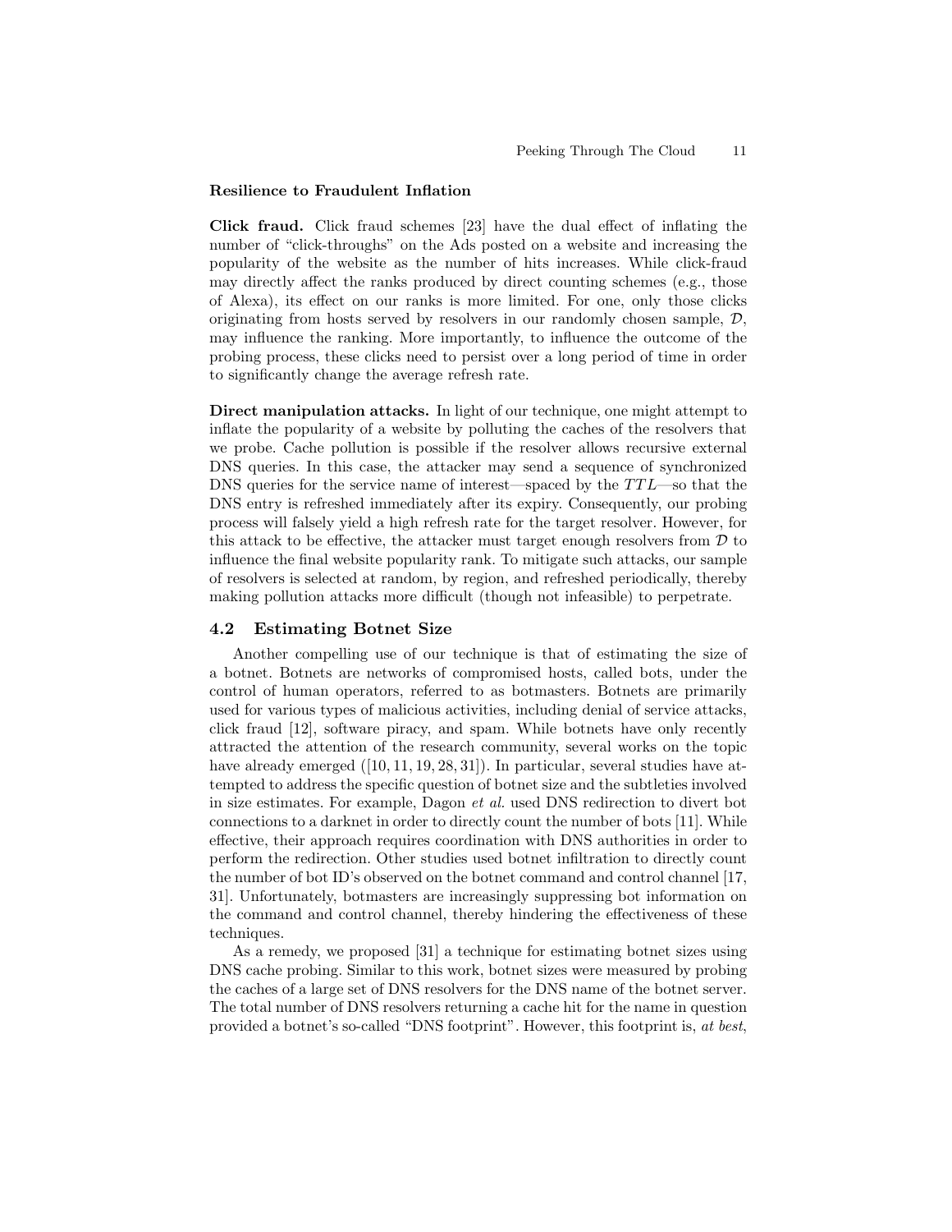### Resilience to Fraudulent Inflation

**Click fraud.** Click fraud schemes [23] have the dual effect of inflating the number of "click-throughs" on the Ads posted on a website and increasing the popularity of the website as the number of hits increases. While click-fraud may directly affect the ranks produced by direct counting schemes (e.g., those of Alexa), its effect on our ranks is more limited. For one, only those clicks originating from hosts served by resolvers in our randomly chosen sample, $\mathcal{D}$, may influence the ranking. More importantly, to influence the outcome of the probing process, these clicks need to persist over a long period of time in order to significantly change the average refresh rate.

**Direct manipulation attacks.** In light of our technique, one might attempt to inflate the popularity of a website by polluting the caches of the resolvers that we probe. Cache pollution is possible if the resolver allows recursive external DNS queries. In this case, the attacker may send a sequence of synchronized DNS queries for the service name of interest—spaced by the $TTL$—so that the DNS entry is refreshed immediately after its expiry. Consequently, our probing process will falsely yield a high refresh rate for the target resolver. However, for this attack to be effective, the attacker must target enough resolvers from $\mathcal{D}$ to influence the final website popularity rank. To mitigate such attacks, our sample of resolvers is selected at random, by region, and refreshed periodically, thereby making pollution attacks more difficult (though not infeasible) to perpetrate.

## 4.2 Estimating Botnet Size

Another compelling use of our technique is that of estimating the size of a botnet. Botnets are networks of compromised hosts, called bots, under the control of human operators, referred to as botmasters. Botnets are primarily used for various types of malicious activities, including denial of service attacks, click fraud [12], software piracy, and spam. While botnets have only recently attracted the attention of the research community, several works on the topic have already emerged ([10, 11, 19, 28, 31]). In particular, several studies have attempted to address the specific question of botnet size and the subtleties involved in size estimates. For example, Dagon *et al.* used DNS redirection to divert bot connections to a darknet in order to directly count the number of bots [11]. While effective, their approach requires coordination with DNS authorities in order to perform the redirection. Other studies used botnet infiltration to directly count the number of bot ID's observed on the botnet command and control channel [17, 31]. Unfortunately, botmasters are increasingly suppressing bot information on the command and control channel, thereby hindering the effectiveness of these techniques.

As a remedy, we proposed [31] a technique for estimating botnet sizes using DNS cache probing. Similar to this work, botnet sizes were measured by probing the caches of a large set of DNS resolvers for the DNS name of the botnet server. The total number of DNS resolvers returning a cache hit for the name in question provided a botnet's so-called "DNS footprint". However, this footprint is, *at best*,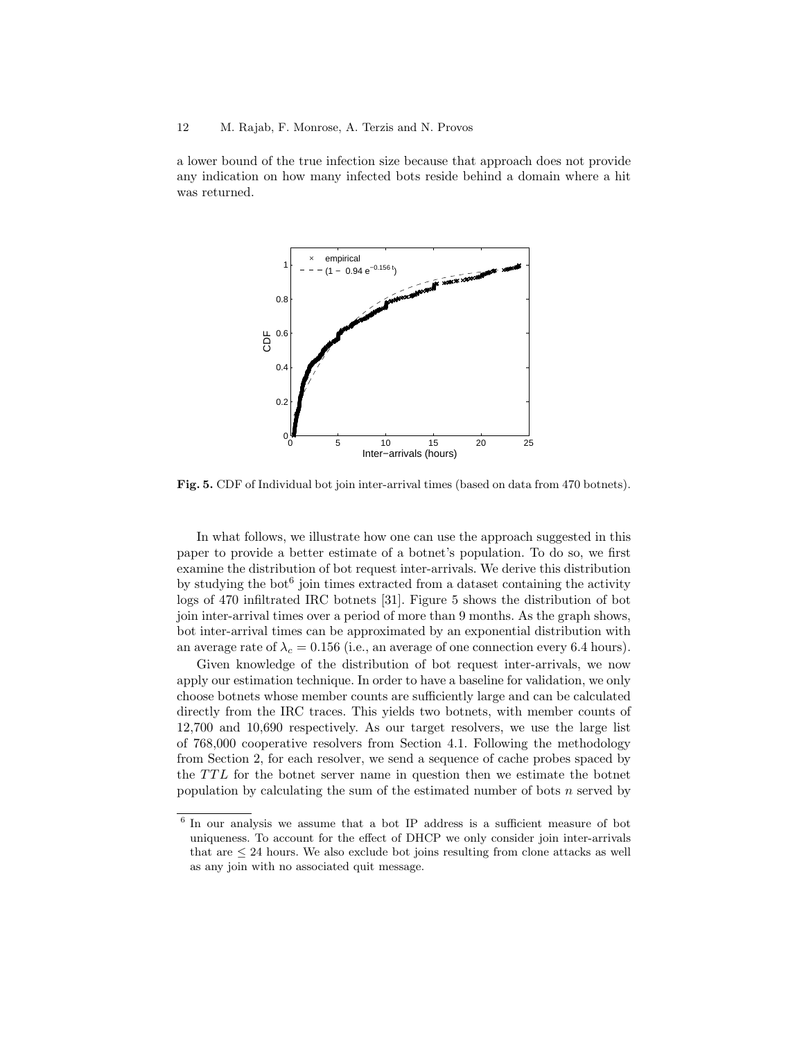a lower bound of the true infection size because that approach does not provide any indication on how many infected bots reside behind a domain where a hit was returned.

**Fig. 5.** CDF of Individual bot join inter-arrival times (based on data from 470 botnets).

In what follows, we illustrate how one can use the approach suggested in this paper to provide a better estimate of a botnet's population. To do so, we first examine the distribution of bot request inter-arrivals. We derive this distribution by studying the bot[6] join times extracted from a dataset containing the activity logs of 470 infiltrated IRC botnets [31]. Figure 5 shows the distribution of bot join inter-arrival times over a period of more than 9 months. As the graph shows, bot inter-arrival times can be approximated by an exponential distribution with an average rate of $\lambda_c = 0.156$ (i.e., an average of one connection every 6.4 hours).

Given knowledge of the distribution of bot request inter-arrivals, we now apply our estimation technique. In order to have a baseline for validation, we only choose botnets whose member counts are sufficiently large and can be calculated directly from the IRC traces. This yields two botnets, with member counts of 12,700 and 10,690 respectively. As our target resolvers, we use the large list of 768,000 cooperative resolvers from Section 4.1. Following the methodology from Section 2, for each resolver, we send a sequence of cache probes spaced by the $TTL$ for the botnet server name in question then we estimate the botnet population by calculating the sum of the estimated number of bots $n$ served by

---

[6] In our analysis we assume that a bot IP address is a sufficient measure of bot uniqueness. To account for the effect of DHCP we only consider join inter-arrivals that are $\leq$ 24 hours. We also exclude bot joins resulting from clone attacks as well as any join with no associated quit message.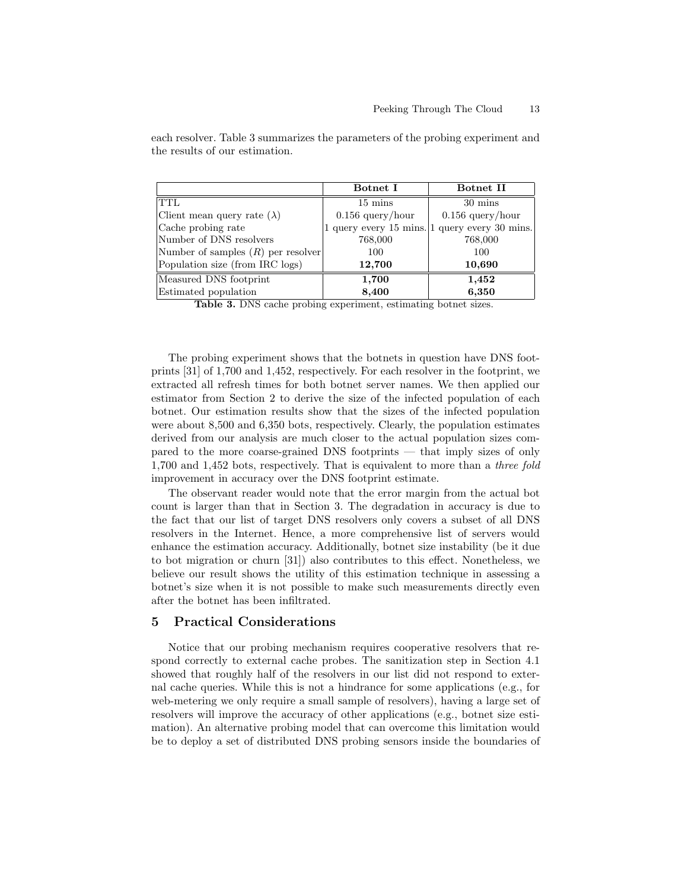each resolver. Table 3 summarizes the parameters of the probing experiment and the results of our estimation.

| | **Botnet I** | **Botnet II** |
|---|---|---|
| TTL | 15 mins | 30 mins |
| Client mean query rate ($\lambda$) | 0.156 query/hour | 0.156 query/hour |
| Cache probing rate | 1 query every 15 mins. | 1 query every 30 mins. |
| Number of DNS resolvers | 768,000 | 768,000 |
| Number of samples ($R$) per resolver | 100 | 100 |
| Population size (from IRC logs) | **12,700** | **10,690** |
| Measured DNS footprint | **1,700** | **1,452** |
| Estimated population | **8,400** | **6,350** |

**Table 3.** DNS cache probing experiment, estimating botnet sizes.

The probing experiment shows that the botnets in question have DNS footprints [31] of 1,700 and 1,452, respectively. For each resolver in the footprint, we extracted all refresh times for both botnet server names. We then applied our estimator from Section 2 to derive the size of the infected population of each botnet. Our estimation results show that the sizes of the infected population were about 8,500 and 6,350 bots, respectively. Clearly, the population estimates derived from our analysis are much closer to the actual population sizes compared to the more coarse-grained DNS footprints — that imply sizes of only 1,700 and 1,452 bots, respectively. That is equivalent to more than a *three fold* improvement in accuracy over the DNS footprint estimate.

The observant reader would note that the error margin from the actual bot count is larger than that in Section 3. The degradation in accuracy is due to the fact that our list of target DNS resolvers only covers a subset of all DNS resolvers in the Internet. Hence, a more comprehensive list of servers would enhance the estimation accuracy. Additionally, botnet size instability (be it due to bot migration or churn [31]) also contributes to this effect. Nonetheless, we believe our result shows the utility of this estimation technique in assessing a botnet's size when it is not possible to make such measurements directly even after the botnet has been infiltrated.

## 5 Practical Considerations

Notice that our probing mechanism requires cooperative resolvers that respond correctly to external cache probes. The sanitization step in Section 4.1 showed that roughly half of the resolvers in our list did not respond to external cache queries. While this is not a hindrance for some applications (e.g., for web-metering we only require a small sample of resolvers), having a large set of resolvers will improve the accuracy of other applications (e.g., botnet size estimation). An alternative probing model that can overcome this limitation would be to deploy a set of distributed DNS probing sensors inside the boundaries of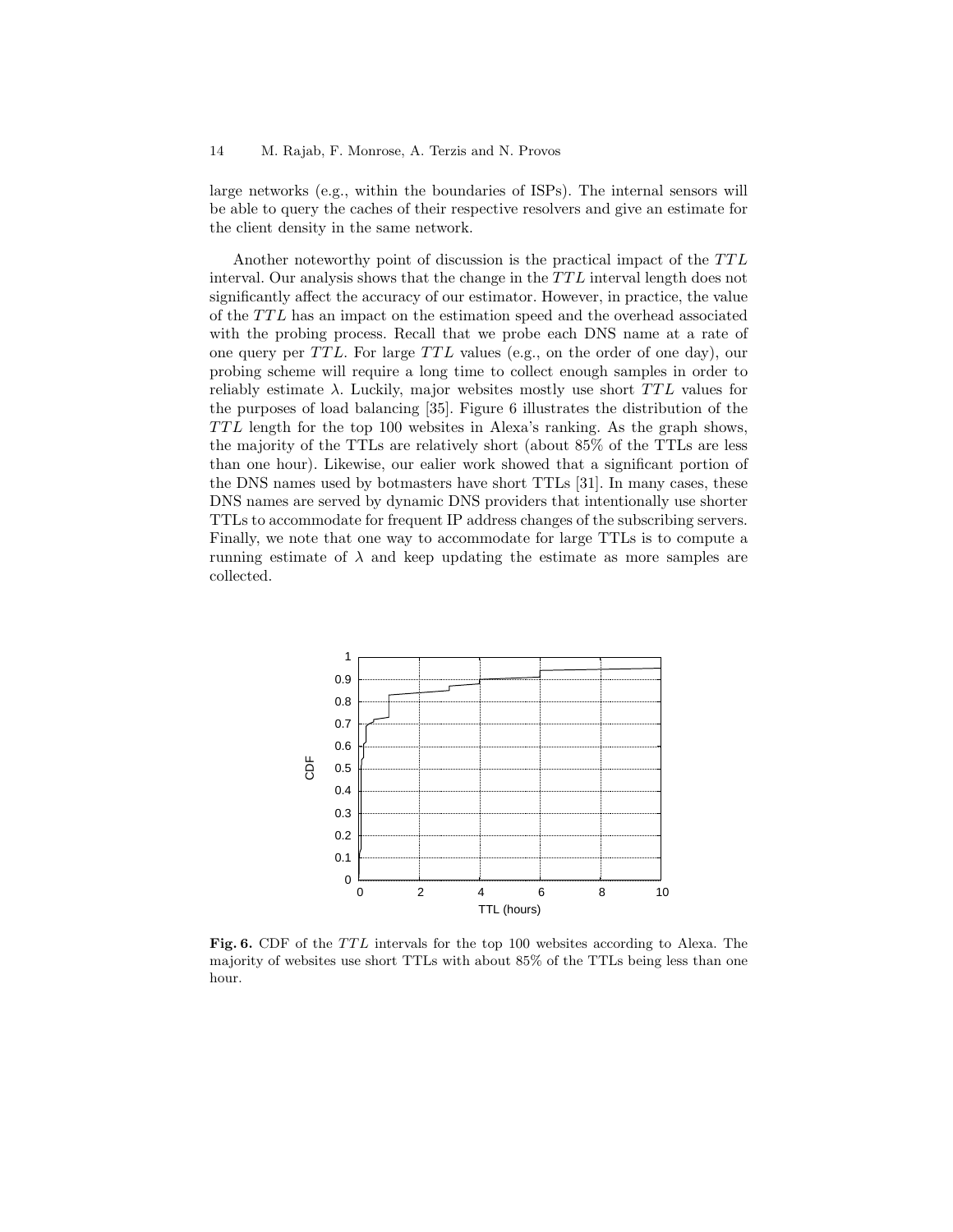large networks (e.g., within the boundaries of ISPs). The internal sensors will be able to query the caches of their respective resolvers and give an estimate for the client density in the same network.

Another noteworthy point of discussion is the practical impact of the $TTL$ interval. Our analysis shows that the change in the $TTL$ interval length does not significantly affect the accuracy of our estimator. However, in practice, the value of the $TTL$ has an impact on the estimation speed and the overhead associated with the probing process. Recall that we probe each DNS name at a rate of one query per $TTL$. For large $TTL$ values (e.g., on the order of one day), our probing scheme will require a long time to collect enough samples in order to reliably estimate $\lambda$. Luckily, major websites mostly use short $TTL$ values for the purposes of load balancing [35]. Figure 6 illustrates the distribution of the $TTL$ length for the top 100 websites in Alexa's ranking. As the graph shows, the majority of the TTLs are relatively short (about 85% of the TTLs are less than one hour). Likewise, our ealier work showed that a significant portion of the DNS names used by botmasters have short TTLs [31]. In many cases, these DNS names are served by dynamic DNS providers that intentionally use shorter TTLs to accommodate for frequent IP address changes of the subscribing servers. Finally, we note that one way to accommodate for large TTLs is to compute a running estimate of $\lambda$ and keep updating the estimate as more samples are collected.

**Fig. 6.** CDF of the $TTL$ intervals for the top 100 websites according to Alexa. The majority of websites use short TTLs with about 85% of the TTLs being less than one hour.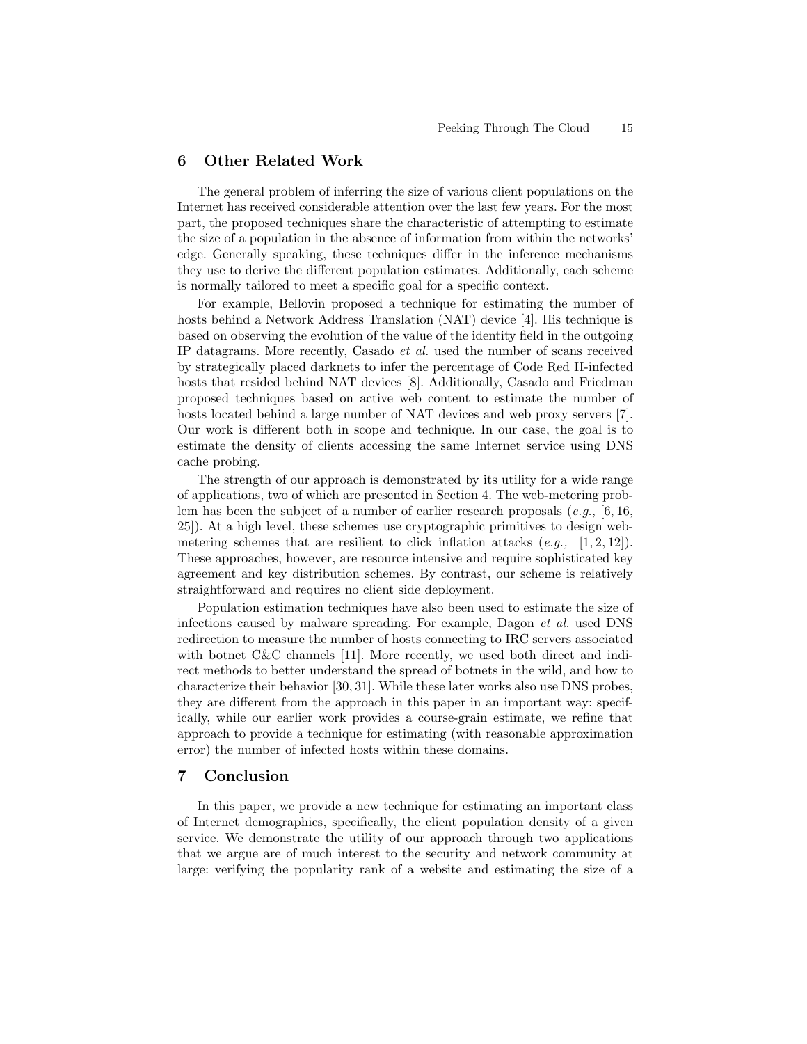## 6 Other Related Work

The general problem of inferring the size of various client populations on the Internet has received considerable attention over the last few years. For the most part, the proposed techniques share the characteristic of attempting to estimate the size of a population in the absence of information from within the networks' edge. Generally speaking, these techniques differ in the inference mechanisms they use to derive the different population estimates. Additionally, each scheme is normally tailored to meet a specific goal for a specific context.

For example, Bellovin proposed a technique for estimating the number of hosts behind a Network Address Translation (NAT) device [4]. His technique is based on observing the evolution of the value of the identity field in the outgoing IP datagrams. More recently, Casado *et al.* used the number of scans received by strategically placed darknets to infer the percentage of Code Red II-infected hosts that resided behind NAT devices [8]. Additionally, Casado and Friedman proposed techniques based on active web content to estimate the number of hosts located behind a large number of NAT devices and web proxy servers [7]. Our work is different both in scope and technique. In our case, the goal is to estimate the density of clients accessing the same Internet service using DNS cache probing.

The strength of our approach is demonstrated by its utility for a wide range of applications, two of which are presented in Section 4. The web-metering problem has been the subject of a number of earlier research proposals (*e.g.*, [6, 16, 25]). At a high level, these schemes use cryptographic primitives to design web-metering schemes that are resilient to click inflation attacks (*e.g.,* [1, 2, 12]). These approaches, however, are resource intensive and require sophisticated key agreement and key distribution schemes. By contrast, our scheme is relatively straightforward and requires no client side deployment.

Population estimation techniques have also been used to estimate the size of infections caused by malware spreading. For example, Dagon *et al.* used DNS redirection to measure the number of hosts connecting to IRC servers associated with botnet C&C channels [11]. More recently, we used both direct and indirect methods to better understand the spread of botnets in the wild, and how to characterize their behavior [30, 31]. While these later works also use DNS probes, they are different from the approach in this paper in an important way: specifically, while our earlier work provides a course-grain estimate, we refine that approach to provide a technique for estimating (with reasonable approximation error) the number of infected hosts within these domains.

## 7 Conclusion

In this paper, we provide a new technique for estimating an important class of Internet demographics, specifically, the client population density of a given service. We demonstrate the utility of our approach through two applications that we argue are of much interest to the security and network community at large: verifying the popularity rank of a website and estimating the size of a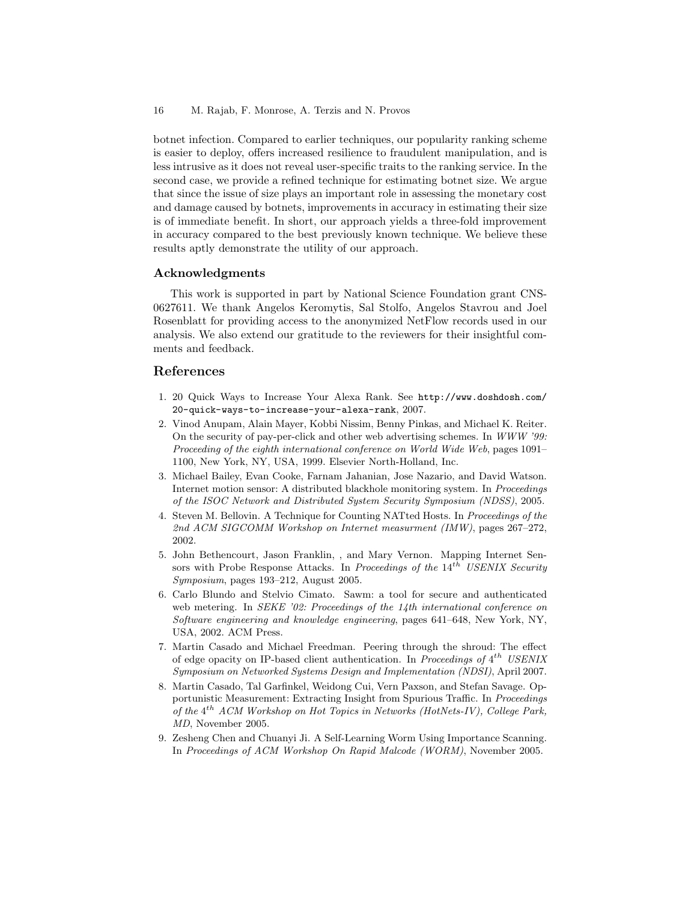botnet infection. Compared to earlier techniques, our popularity ranking scheme is easier to deploy, offers increased resilience to fraudulent manipulation, and is less intrusive as it does not reveal user-specific traits to the ranking service. In the second case, we provide a refined technique for estimating botnet size. We argue that since the issue of size plays an important role in assessing the monetary cost and damage caused by botnets, improvements in accuracy in estimating their size is of immediate benefit. In short, our approach yields a three-fold improvement in accuracy compared to the best previously known technique. We believe these results aptly demonstrate the utility of our approach.

### Acknowledgments

This work is supported in part by National Science Foundation grant CNS-0627611. We thank Angelos Keromytis, Sal Stolfo, Angelos Stavrou and Joel Rosenblatt for providing access to the anonymized NetFlow records used in our analysis. We also extend our gratitude to the reviewers for their insightful comments and feedback.

## References

1. 20 Quick Ways to Increase Your Alexa Rank. See `http://www.doshdosh.com/20-quick-ways-to-increase-your-alexa-rank`, 2007.
2. Vinod Anupam, Alain Mayer, Kobbi Nissim, Benny Pinkas, and Michael K. Reiter. On the security of pay-per-click and other web advertising schemes. In *WWW '99: Proceeding of the eighth international conference on World Wide Web*, pages 1091–1100, New York, NY, USA, 1999. Elsevier North-Holland, Inc.
3. Michael Bailey, Evan Cooke, Farnam Jahanian, Jose Nazario, and David Watson. Internet motion sensor: A distributed blackhole monitoring system. In *Proceedings of the ISOC Network and Distributed System Security Symposium (NDSS)*, 2005.
4. Steven M. Bellovin. A Technique for Counting NATted Hosts. In *Proceedings of the 2nd ACM SIGCOMM Workshop on Internet measurment (IMW)*, pages 267–272, 2002.
5. John Bethencourt, Jason Franklin, , and Mary Vernon. Mapping Internet Sensors with Probe Response Attacks. In *Proceedings of the $14^{th}$ USENIX Security Symposium*, pages 193–212, August 2005.
6. Carlo Blundo and Stelvio Cimato. Sawm: a tool for secure and authenticated web metering. In *SEKE '02: Proceedings of the 14th international conference on Software engineering and knowledge engineering*, pages 641–648, New York, NY, USA, 2002. ACM Press.
7. Martin Casado and Michael Freedman. Peering through the shroud: The effect of edge opacity on IP-based client authentication. In *Proceedings of $4^{th}$ USENIX Symposium on Networked Systems Design and Implementation (NDSI)*, April 2007.
8. Martin Casado, Tal Garfinkel, Weidong Cui, Vern Paxson, and Stefan Savage. Opportunistic Measurement: Extracting Insight from Spurious Traffic. In *Proceedings of the $4^{th}$ ACM Workshop on Hot Topics in Networks (HotNets-IV), College Park, MD*, November 2005.
9. Zesheng Chen and Chuanyi Ji. A Self-Learning Worm Using Importance Scanning. In *Proceedings of ACM Workshop On Rapid Malcode (WORM)*, November 2005.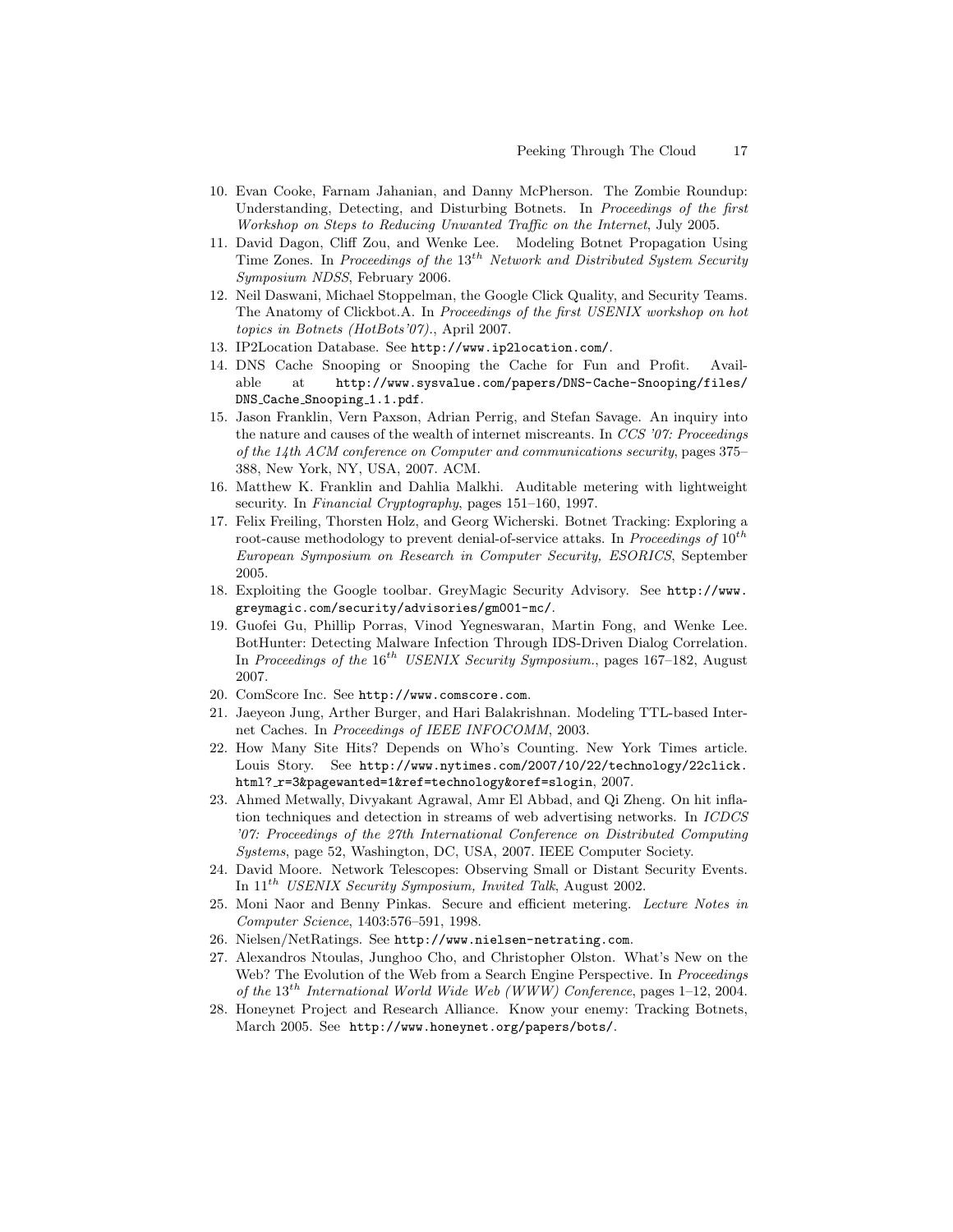10. Evan Cooke, Farnam Jahanian, and Danny McPherson. The Zombie Roundup: Understanding, Detecting, and Disturbing Botnets. In *Proceedings of the first Workshop on Steps to Reducing Unwanted Traffic on the Internet*, July 2005.
11. David Dagon, Cliff Zou, and Wenke Lee. Modeling Botnet Propagation Using Time Zones. In *Proceedings of the* $13^{th}$ *Network and Distributed System Security Symposium NDSS*, February 2006.
12. Neil Daswani, Michael Stoppelman, the Google Click Quality, and Security Teams. The Anatomy of Clickbot.A. In *Proceedings of the first USENIX workshop on hot topics in Botnets (HotBots'07).*, April 2007.
13. IP2Location Database. See `http://www.ip2location.com/`.
14. DNS Cache Snooping or Snooping the Cache for Fun and Profit. Available at `http://www.sysvalue.com/papers/DNS-Cache-Snooping/files/DNS_Cache_Snooping_1.1.pdf`.
15. Jason Franklin, Vern Paxson, Adrian Perrig, and Stefan Savage. An inquiry into the nature and causes of the wealth of internet miscreants. In *CCS '07: Proceedings of the 14th ACM conference on Computer and communications security*, pages 375–388, New York, NY, USA, 2007. ACM.
16. Matthew K. Franklin and Dahlia Malkhi. Auditable metering with lightweight security. In *Financial Cryptography*, pages 151–160, 1997.
17. Felix Freiling, Thorsten Holz, and Georg Wicherski. Botnet Tracking: Exploring a root-cause methodology to prevent denial-of-service attaks. In *Proceedings of* $10^{th}$ *European Symposium on Research in Computer Security, ESORICS*, September 2005.
18. Exploiting the Google toolbar. GreyMagic Security Advisory. See `http://www.greymagic.com/security/advisories/gm001-mc/`.
19. Guofei Gu, Phillip Porras, Vinod Yegneswaran, Martin Fong, and Wenke Lee. BotHunter: Detecting Malware Infection Through IDS-Driven Dialog Correlation. In *Proceedings of the* $16^{th}$ *USENIX Security Symposium.*, pages 167–182, August 2007.
20. ComScore Inc. See `http://www.comscore.com`.
21. Jaeyeon Jung, Arther Burger, and Hari Balakrishnan. Modeling TTL-based Internet Caches. In *Proceedings of IEEE INFOCOMM*, 2003.
22. How Many Site Hits? Depends on Who's Counting. New York Times article. Louis Story. See `http://www.nytimes.com/2007/10/22/technology/22click.html?_r=3&pagewanted=1&ref=technology&oref=slogin`, 2007.
23. Ahmed Metwally, Divyakant Agrawal, Amr El Abbad, and Qi Zheng. On hit inflation techniques and detection in streams of web advertising networks. In *ICDCS '07: Proceedings of the 27th International Conference on Distributed Computing Systems*, page 52, Washington, DC, USA, 2007. IEEE Computer Society.
24. David Moore. Network Telescopes: Observing Small or Distant Security Events. In $11^{th}$ *USENIX Security Symposium, Invited Talk*, August 2002.
25. Moni Naor and Benny Pinkas. Secure and efficient metering. *Lecture Notes in Computer Science*, 1403:576–591, 1998.
26. Nielsen/NetRatings. See `http://www.nielsen-netrating.com`.
27. Alexandros Ntoulas, Junghoo Cho, and Christopher Olston. What's New on the Web? The Evolution of the Web from a Search Engine Perspective. In *Proceedings of the* $13^{th}$ *International World Wide Web (WWW) Conference*, pages 1–12, 2004.
28. Honeynet Project and Research Alliance. Know your enemy: Tracking Botnets, March 2005. See `http://www.honeynet.org/papers/bots/`.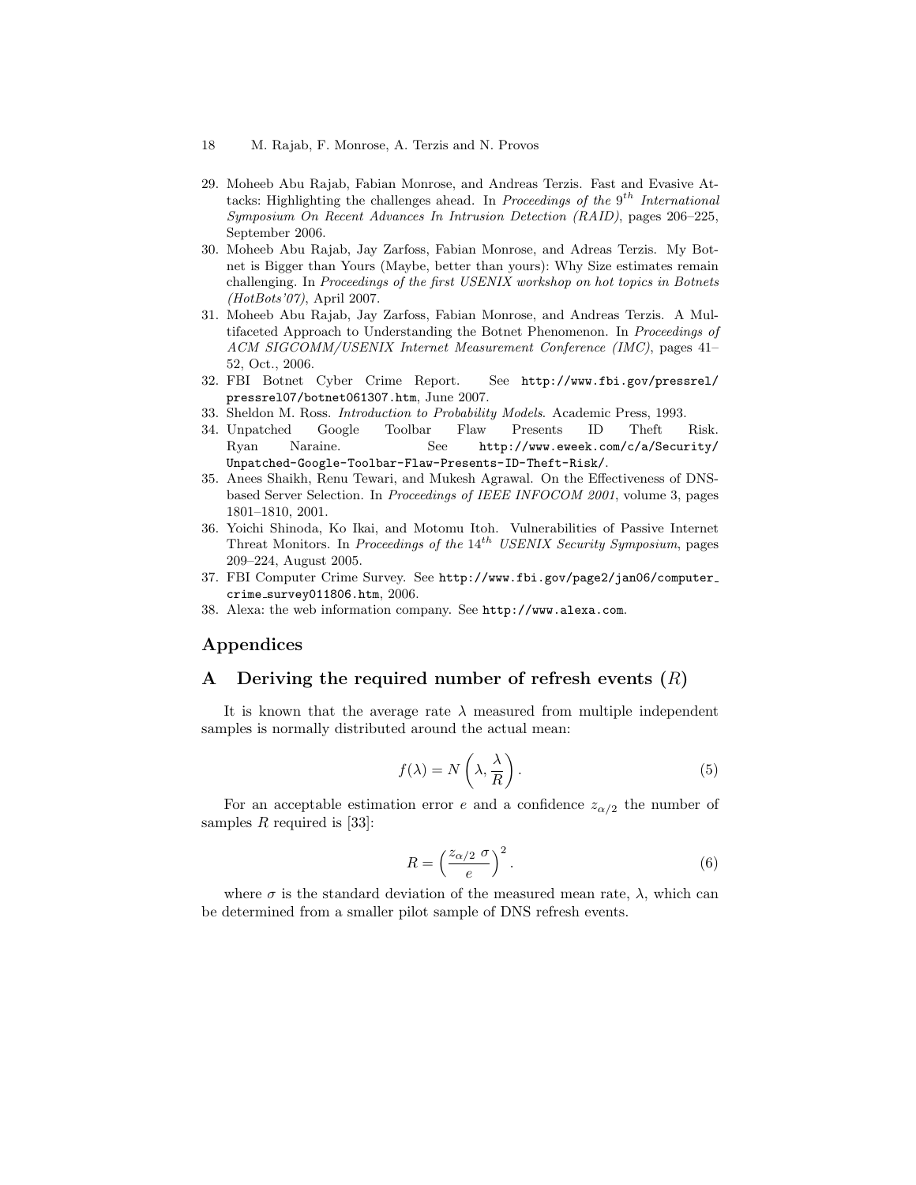29. Moheeb Abu Rajab, Fabian Monrose, and Andreas Terzis. Fast and Evasive Attacks: Highlighting the challenges ahead. In *Proceedings of the 9th International Symposium On Recent Advances In Intrusion Detection (RAID)*, pages 206–225, September 2006.
30. Moheeb Abu Rajab, Jay Zarfoss, Fabian Monrose, and Adreas Terzis. My Botnet is Bigger than Yours (Maybe, better than yours): Why Size estimates remain challenging. In *Proceedings of the first USENIX workshop on hot topics in Botnets (HotBots'07)*, April 2007.
31. Moheeb Abu Rajab, Jay Zarfoss, Fabian Monrose, and Andreas Terzis. A Multifaceted Approach to Understanding the Botnet Phenomenon. In *Proceedings of ACM SIGCOMM/USENIX Internet Measurement Conference (IMC)*, pages 41–52, Oct., 2006.
32. FBI Botnet Cyber Crime Report. See `http://www.fbi.gov/pressrel/pressrel07/botnet061307.htm`, June 2007.
33. Sheldon M. Ross. *Introduction to Probability Models*. Academic Press, 1993.
34. Unpatched Google Toolbar Flaw Presents ID Theft Risk. Ryan Naraine. See `http://www.eweek.com/c/a/Security/Unpatched-Google-Toolbar-Flaw-Presents-ID-Theft-Risk/`.
35. Anees Shaikh, Renu Tewari, and Mukesh Agrawal. On the Effectiveness of DNS-based Server Selection. In *Proceedings of IEEE INFOCOM 2001*, volume 3, pages 1801–1810, 2001.
36. Yoichi Shinoda, Ko Ikai, and Motomu Itoh. Vulnerabilities of Passive Internet Threat Monitors. In *Proceedings of the 14th USENIX Security Symposium*, pages 209–224, August 2005.
37. FBI Computer Crime Survey. See `http://www.fbi.gov/page2/jan06/computer_crime_survey011806.htm`, 2006.
38. Alexa: the web information company. See `http://www.alexa.com`.

## Appendices

## A Deriving the required number of refresh events ($R$)

It is known that the average rate $\lambda$ measured from multiple independent samples is normally distributed around the actual mean:

$$f(\lambda) = N\left(\lambda, \frac{\lambda}{R}\right). \tag{5}$$

For an acceptable estimation error $e$ and a confidence $z_{\alpha/2}$ the number of samples $R$ required is [33]:

$$R = \left(\frac{z_{\alpha/2}\ \sigma}{e}\right)^2. \tag{6}$$

where $\sigma$ is the standard deviation of the measured mean rate, $\lambda$, which can be determined from a smaller pilot sample of DNS refresh events.